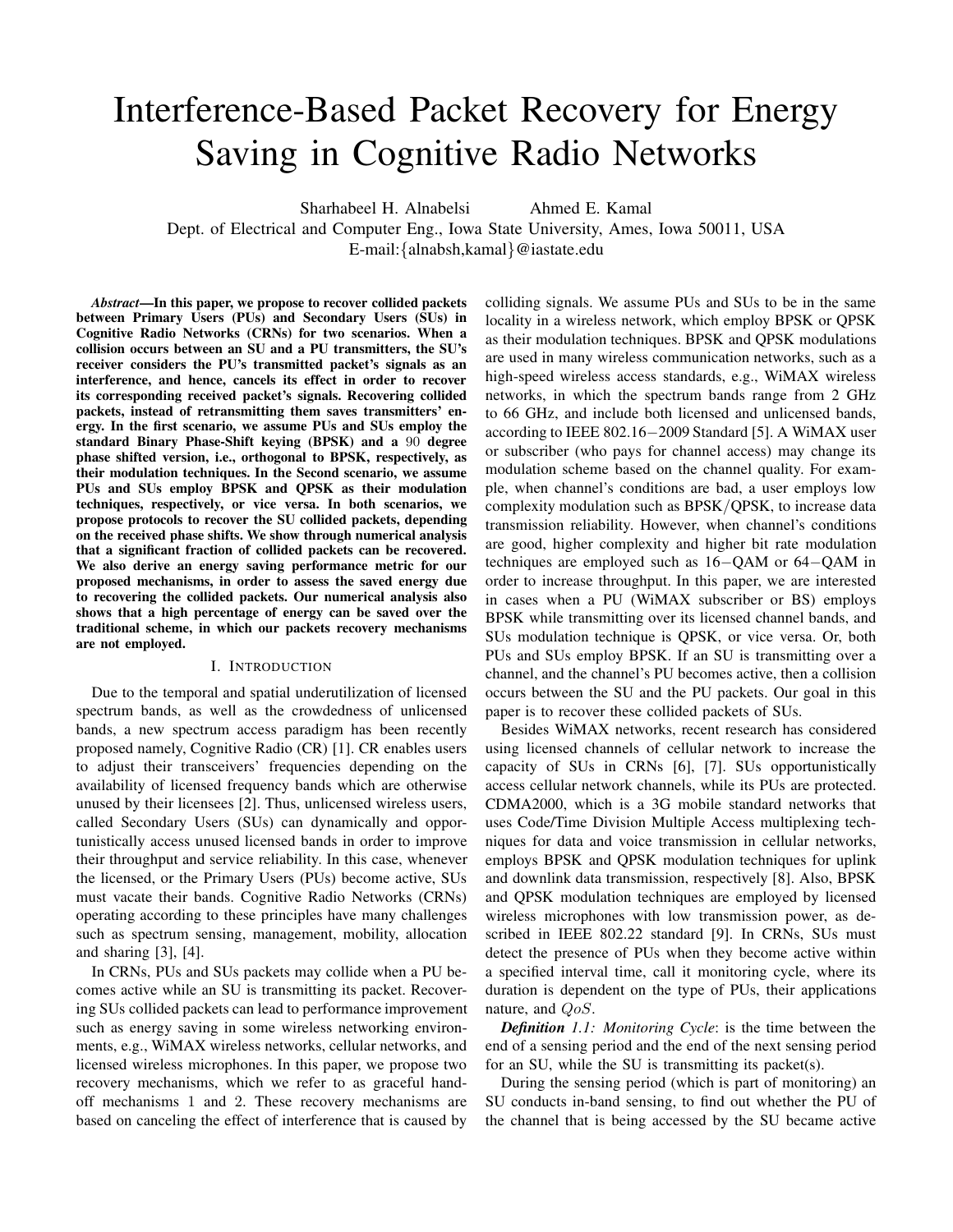# Interference-Based Packet Recovery for Energy Saving in Cognitive Radio Networks

Sharhabeel H. Alnabelsi Ahmed E. Kamal

Dept. of Electrical and Computer Eng., Iowa State University, Ames, Iowa 50011, USA

E-mail:{alnabsh,kamal}@iastate.edu

***Abstract*—In this paper, we propose to recover collided packets between Primary Users (PUs) and Secondary Users (SUs) in Cognitive Radio Networks (CRNs) for two scenarios. When a collision occurs between an SU and a PU transmitters, the SU's receiver considers the PU's transmitted packet's signals as an interference, and hence, cancels its effect in order to recover its corresponding received packet's signals. Recovering collided packets, instead of retransmitting them saves transmitters' energy. In the first scenario, we assume PUs and SUs employ the standard Binary Phase-Shift keying (BPSK) and a 90 degree phase shifted version, i.e., orthogonal to BPSK, respectively, as their modulation techniques. In the Second scenario, we assume PUs and SUs employ BPSK and QPSK as their modulation techniques, respectively, or vice versa. In both scenarios, we propose protocols to recover the SU collided packets, depending on the received phase shifts. We show through numerical analysis that a significant fraction of collided packets can be recovered. We also derive an energy saving performance metric for our proposed mechanisms, in order to assess the saved energy due to recovering the collided packets. Our numerical analysis also shows that a high percentage of energy can be saved over the traditional scheme, in which our packets recovery mechanisms are not employed.**

## I. Introduction

Due to the temporal and spatial underutilization of licensed spectrum bands, as well as the crowdedness of unlicensed bands, a new spectrum access paradigm has been recently proposed namely, Cognitive Radio (CR) [1]. CR enables users to adjust their transceivers' frequencies depending on the availability of licensed frequency bands which are otherwise unused by their licensees [2]. Thus, unlicensed wireless users, called Secondary Users (SUs) can dynamically and opportunistically access unused licensed bands in order to improve their throughput and service reliability. In this case, whenever the licensed, or the Primary Users (PUs) become active, SUs must vacate their bands. Cognitive Radio Networks (CRNs) operating according to these principles have many challenges such as spectrum sensing, management, mobility, allocation and sharing [3], [4].

In CRNs, PUs and SUs packets may collide when a PU becomes active while an SU is transmitting its packet. Recovering SUs collided packets can lead to performance improvement such as energy saving in some wireless networking environments, e.g., WiMAX wireless networks, cellular networks, and licensed wireless microphones. In this paper, we propose two recovery mechanisms, which we refer to as graceful handoff mechanisms 1 and 2. These recovery mechanisms are based on canceling the effect of interference that is caused by colliding signals. We assume PUs and SUs to be in the same locality in a wireless network, which employ BPSK or QPSK as their modulation techniques. BPSK and QPSK modulations are used in many wireless communication networks, such as a high-speed wireless access standards, e.g., WiMAX wireless networks, in which the spectrum bands range from 2 GHz to 66 GHz, and include both licensed and unlicensed bands, according to IEEE 802.16−2009 Standard [5]. A WiMAX user or subscriber (who pays for channel access) may change its modulation scheme based on the channel quality. For example, when channel's conditions are bad, a user employs low complexity modulation such as BPSK/QPSK, to increase data transmission reliability. However, when channel's conditions are good, higher complexity and higher bit rate modulation techniques are employed such as 16−QAM or 64−QAM in order to increase throughput. In this paper, we are interested in cases when a PU (WiMAX subscriber or BS) employs BPSK while transmitting over its licensed channel bands, and SUs modulation technique is QPSK, or vice versa. Or, both PUs and SUs employ BPSK. If an SU is transmitting over a channel, and the channel's PU becomes active, then a collision occurs between the SU and the PU packets. Our goal in this paper is to recover these collided packets of SUs.

Besides WiMAX networks, recent research has considered using licensed channels of cellular network to increase the capacity of SUs in CRNs [6], [7]. SUs opportunistically access cellular network channels, while its PUs are protected. CDMA2000, which is a 3G mobile standard networks that uses Code/Time Division Multiple Access multiplexing techniques for data and voice transmission in cellular networks, employs BPSK and QPSK modulation techniques for uplink and downlink data transmission, respectively [8]. Also, BPSK and QPSK modulation techniques are employed by licensed wireless microphones with low transmission power, as described in IEEE 802.22 standard [9]. In CRNs, SUs must detect the presence of PUs when they become active within a specified interval time, call it monitoring cycle, where its duration is dependent on the type of PUs, their applications nature, and $QoS$.

***Definition** 1.1: Monitoring Cycle*: is the time between the end of a sensing period and the end of the next sensing period for an SU, while the SU is transmitting its packet(s).

During the sensing period (which is part of monitoring) an SU conducts in-band sensing, to find out whether the PU of the channel that is being accessed by the SU became active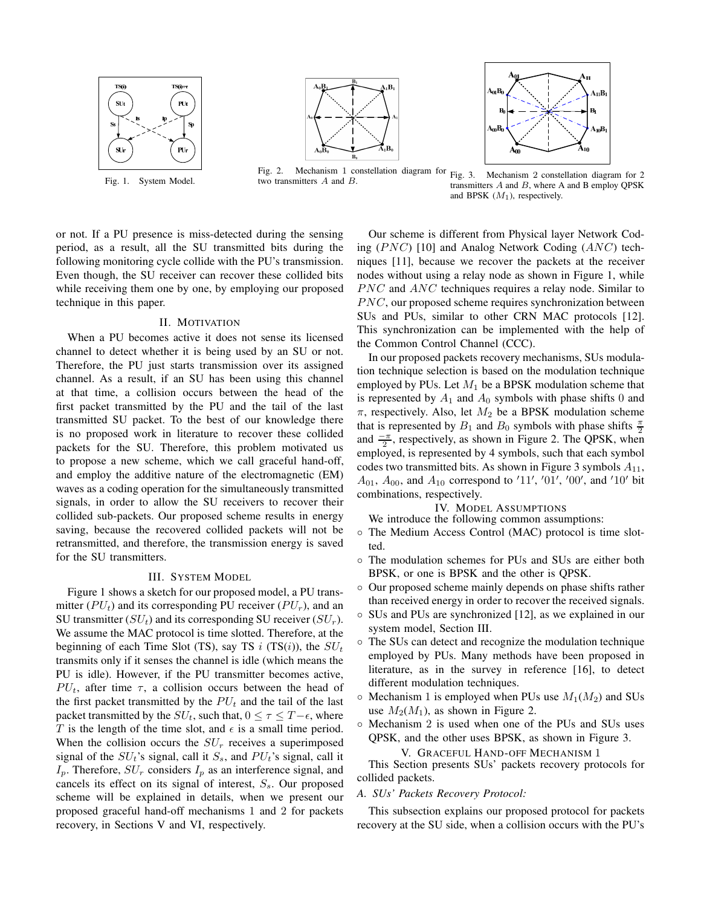Fig. 1. System Model.

Fig. 2. Mechanism 1 constellation diagram for two transmitters $A$ and $B$.

Fig. 3. Mechanism 2 constellation diagram for 2 transmitters $A$ and $B$, where A and B employ QPSK and BPSK ($M_1$), respectively.

or not. If a PU presence is miss-detected during the sensing period, as a result, all the SU transmitted bits during the following monitoring cycle collide with the PU's transmission. Even though, the SU receiver can recover these collided bits while receiving them one by one, by employing our proposed technique in this paper.

## II. Motivation

When a PU becomes active it does not sense its licensed channel to detect whether it is being used by an SU or not. Therefore, the PU just starts transmission over its assigned channel. As a result, if an SU has been using this channel at that time, a collision occurs between the head of the first packet transmitted by the PU and the tail of the last transmitted SU packet. To the best of our knowledge there is no proposed work in literature to recover these collided packets for the SU. Therefore, this problem motivated us to propose a new scheme, which we call graceful hand-off, and employ the additive nature of the electromagnetic (EM) waves as a coding operation for the simultaneously transmitted signals, in order to allow the SU receivers to recover their collided sub-packets. Our proposed scheme results in energy saving, because the recovered collided packets will not be retransmitted, and therefore, the transmission energy is saved for the SU transmitters.

## III. System Model

Figure 1 shows a sketch for our proposed model, a PU transmitter ($PU_t$) and its corresponding PU receiver ($PU_r$), and an SU transmitter ($SU_t$) and its corresponding SU receiver ($SU_r$). We assume the MAC protocol is time slotted. Therefore, at the beginning of each Time Slot (TS), say TS $i$ (TS($i$)), the $SU_t$ transmits only if it senses the channel is idle (which means the PU is idle). However, if the PU transmitter becomes active, $PU_t$, after time $\tau$, a collision occurs between the head of the first packet transmitted by the $PU_t$ and the tail of the last packet transmitted by the $SU_t$, such that, $0 \leq \tau \leq T-\epsilon$, where $T$ is the length of the time slot, and $\epsilon$ is a small time period. When the collision occurs the $SU_r$ receives a superimposed signal of the $SU_t$'s signal, call it $S_s$, and $PU_t$'s signal, call it $I_p$. Therefore, $SU_r$ considers $I_p$ as an interference signal, and cancels its effect on its signal of interest, $S_s$. Our proposed scheme will be explained in details, when we present our proposed graceful hand-off mechanisms 1 and 2 for packets recovery, in Sections V and VI, respectively.

Our scheme is different from Physical layer Network Coding ($PNC$) [10] and Analog Network Coding ($ANC$) techniques [11], because we recover the packets at the receiver nodes without using a relay node as shown in Figure 1, while $PNC$ and $ANC$ techniques requires a relay node. Similar to $PNC$, our proposed scheme requires synchronization between SUs and PUs, similar to other CRN MAC protocols [12]. This synchronization can be implemented with the help of the Common Control Channel (CCC).

In our proposed packets recovery mechanisms, SUs modulation technique selection is based on the modulation technique employed by PUs. Let $M_1$ be a BPSK modulation scheme that is represented by $A_1$ and $A_0$ symbols with phase shifts 0 and $\pi$, respectively. Also, let $M_2$ be a BPSK modulation scheme that is represented by $B_1$ and $B_0$ symbols with phase shifts $\frac{\pi}{2}$ and $\frac{-\pi}{2}$, respectively, as shown in Figure 2. The QPSK, when employed, is represented by 4 symbols, such that each symbol codes two transmitted bits. As shown in Figure 3 symbols $A_{11}$, $A_{01}$, $A_{00}$, and $A_{10}$ correspond to $'11'$, $'01'$, $'00'$, and $'10'$ bit combinations, respectively.

## IV. Model Assumptions

We introduce the following common assumptions:

- The Medium Access Control (MAC) protocol is time slotted.
- The modulation schemes for PUs and SUs are either both BPSK, or one is BPSK and the other is QPSK.
- Our proposed scheme mainly depends on phase shifts rather than received energy in order to recover the received signals.
- SUs and PUs are synchronized [12], as we explained in our system model, Section III.
- The SUs can detect and recognize the modulation technique employed by PUs. Many methods have been proposed in literature, as in the survey in reference [16], to detect different modulation techniques.
- Mechanism 1 is employed when PUs use $M_1$($M_2$) and SUs use $M_2$($M_1$), as shown in Figure 2.
- Mechanism 2 is used when one of the PUs and SUs uses QPSK, and the other uses BPSK, as shown in Figure 3.

## V. Graceful Hand-off Mechanism 1

This Section presents SUs' packets recovery protocols for collided packets.

### A. SUs' Packets Recovery Protocol:

This subsection explains our proposed protocol for packets recovery at the SU side, when a collision occurs with the PU's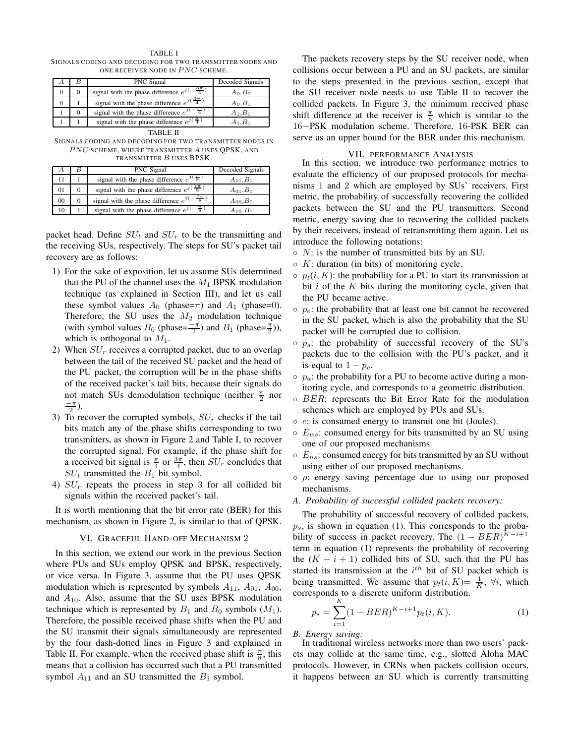TABLE I

SIGNALS CODING AND DECODING FOR TWO TRANSMITTER NODES AND ONE RECEIVER NODE IN $PNC$ SCHEME.

| $A$ | $B$ | PNC Signal | Decoded Signals |
|---|---|---|---|
| 0 | 0 | signal with the phase difference $e^{j(-\frac{3\pi}{4})}$ | $A_0$,$B_0$ |
| 0 | 1 | signal with the phase difference $e^{j(\frac{3\pi}{4})}$ | $A_0$,$B_1$ |
| 1 | 0 | signal with the phase difference $e^{j(-\frac{\pi}{4})}$ | $A_1$,$B_0$ |
| 1 | 1 | signal with the phase difference $e^{j(\frac{\pi}{4})}$ | $A_1$,$B_1$ |

TABLE II

SIGNALS CODING AND DECODING FOR TWO TRANSMITTER NODES IN $PNC$ SCHEME, WHERE TRANSMITTER $A$ USES QPSK, AND TRANSMITTER $B$ USES BPSK.

| $A$ | $B$ | PNC Signal | Decoded Signals |
|---|---|---|---|
| 11 | 1 | signal with the phase difference $e^{j(\frac{\pi}{8})}$ | $A_{11}$,$B_1$ |
| 01 | 0 | signal with the phase difference $e^{j(\frac{7\pi}{8})}$ | $A_{01}$,$B_0$ |
| 00 | 0 | signal with the phase difference $e^{j(-\frac{7\pi}{8})}$ | $A_{00}$,$B_0$ |
| 10 | 1 | signal with the phase difference $e^{j(-\frac{\pi}{8})}$ | $A_{10}$,$B_1$ |

packet head. Define $SU_t$ and $SU_r$ to be the transmitting and the receiving SUs, respectively. The steps for SU's packet tail recovery are as follows:

1) For the sake of exposition, let us assume SUs determined that the PU of the channel uses the $M_1$ BPSK modulation technique (as explained in Section III), and let us call these symbol values $A_0$ (phase=$\pi$) and $A_1$ (phase=0). Therefore, the SU uses the $M_2$ modulation technique (with symbol values $B_0$ (phase=$\frac{-\pi}{2}$) and $B_1$ (phase=$\frac{\pi}{2}$)), which is orthogonal to $M_1$.
2) When $SU_r$ receives a corrupted packet, due to an overlap between the tail of the received SU packet and the head of the PU packet, the corruption will be in the phase shifts of the received packet's tail bits, because their signals do not match SUs demodulation technique (neither $\frac{\pi}{2}$ nor $\frac{-\pi}{2}$).
3) To recover the corrupted symbols, $SU_r$ checks if the tail bits match any of the phase shifts corresponding to two transmitters, as shown in Figure 2 and Table I, to recover the corrupted signal. For example, if the phase shift for a received bit signal is $\frac{\pi}{4}$ or $\frac{3\pi}{4}$, then $SU_r$ concludes that $SU_t$ transmitted the $B_1$ bit symbol.
4) $SU_r$ repeats the process in step 3 for all collided bit signals within the received packet's tail.

It is worth mentioning that the bit error rate (BER) for this mechanism, as shown in Figure 2, is similar to that of QPSK.

## VI. Graceful Hand-off Mechanism 2

In this section, we extend our work in the previous Section where PUs and SUs employ QPSK and BPSK, respectively, or vice versa. In Figure 3, assume that the PU uses QPSK modulation which is represented by symbols $A_{11}$, $A_{01}$, $A_{00}$, and $A_{10}$. Also, assume that the SU uses BPSK modulation technique which is represented by $B_1$ and $B_0$ symbols ($M_1$). Therefore, the possible received phase shifts when the PU and the SU transmit their signals simultaneously are represented by the four dash-dotted lines in Figure 3 and explained in Table II. For example, when the received phase shift is $\frac{\pi}{8}$, this means that a collision has occurred such that a PU transmitted symbol $A_{11}$ and an SU transmitted the $B_1$ symbol.

The packets recovery steps by the SU receiver node, when collisions occur between a PU and an SU packets, are similar to the steps presented in the previous section, except that the SU receiver node needs to use Table II to recover the collided packets. In Figure 3, the minimum received phase shift difference at the receiver is $\frac{\pi}{8}$ which is similar to the 16−PSK modulation scheme. Therefore, 16-PSK BER can serve as an upper bound for the BER under this mechanism.

## VII. Performance Analysis

In this section, we introduce two performance metrics to evaluate the efficiency of our proposed protocols for mechanisms 1 and 2 which are employed by SUs' receivers. First metric, the probability of successfully recovering the collided packets between the SU and the PU transmitters. Second metric, energy saving due to recovering the collided packets by their receivers, instead of retransmitting them again. Let us introduce the following notations:

- $N$: is the number of transmitted bits by an SU.
- $K$: duration (in bits) of monitoring cycle.
- $p_t(i,K)$: the probability for a PU to start its transmission at bit $i$ of the $K$ bits during the monitoring cycle, given that the PU became active.
- $p_e$: the probability that at least one bit cannot be recovered in the SU packet, which is also the probability that the SU packet will be corrupted due to collision.
- $p_s$: the probability of successful recovery of the SU's packets due to the collision with the PU's packet, and it is equal to $1-p_e$.
- $p_a$: the probability for a PU to become active during a monitoring cycle, and corresponds to a geometric distribution.
- $BER$: represents the Bit Error Rate for the modulation schemes which are employed by PUs and SUs.
- $e$: is consumed energy to transmit one bit (Joules).
- $E_{ws}$: consumed energy for bits transmitted by an SU using one of our proposed mechanisms.
- $E_{ns}$: consumed energy for bits transmitted by an SU without using either of our proposed mechanisms.
- $\rho$: energy saving percentage due to using our proposed mechanisms.

### A. Probability of successful collided packets recovery:

The probability of successful recovery of collided packets, $p_s$, is shown in equation (1). This corresponds to the probability of success in packet recovery. The $(1-BER)^{K-i+1}$ term in equation (1) represents the probability of recovering the $(K-i+1)$ collided bits of SU, such that the PU has started its transmission at the $i^{th}$ bit of SU packet which is being transmitted. We assume that $p_t(i,K)=\frac{1}{K}$, $\forall i$, which corresponds to a discrete uniform distribution.

$$p_s = \sum_{i=1}^{K}(1-BER)^{K-i+1}p_t(i,K). \tag{1}$$

### B. Energy saving:

In traditional wireless networks more than two users' packets may collide at the same time, e.g., slotted Aloha MAC protocols. However, in CRNs when packets collision occurs, it happens between an SU which is currently transmitting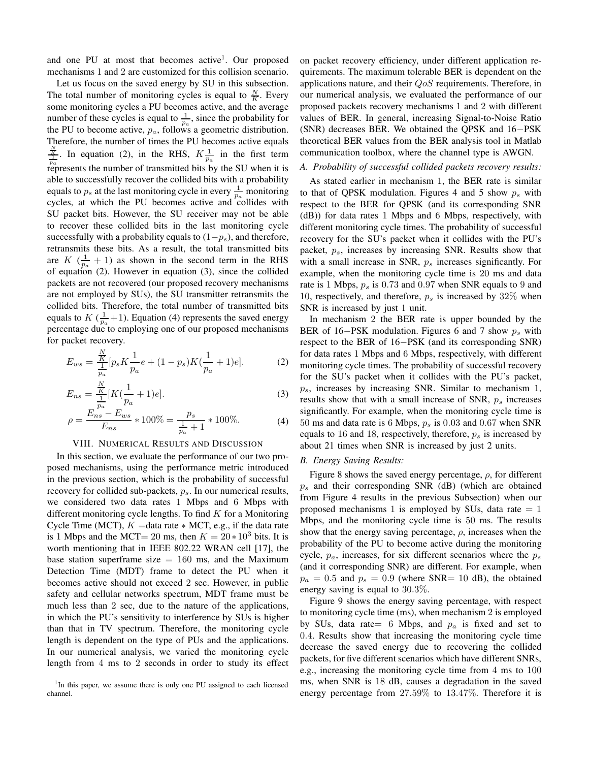and one PU at most that becomes active[1]. Our proposed mechanisms 1 and 2 are customized for this collision scenario.

Let us focus on the saved energy by SU in this subsection. The total number of monitoring cycles is equal to $\frac{N}{K}$. Every some monitoring cycles a PU becomes active, and the average number of these cycles is equal to $\frac{1}{p_a}$, since the probability for the PU to become active, $p_a$, follows a geometric distribution. Therefore, the number of times the PU becomes active equals $\frac{\frac{N}{K}}{\frac{1}{p_a}}$. In equation (2), in the RHS, $K\frac{1}{p_a}$ in the first term represents the number of transmitted bits by the SU when it is able to successfully recover the collided bits with a probability equals to $p_s$ at the last monitoring cycle in every $\frac{1}{p_a}$ monitoring cycles, at which the PU becomes active and collides with SU packet bits. However, the SU receiver may not be able to recover these collided bits in the last monitoring cycle successfully with a probability equals to $(1-p_s)$, and therefore, retransmits these bits. As a result, the total transmitted bits are $K$ $(\frac{1}{p_a}+1)$ as shown in the second term in the RHS of equation (2). However in equation (3), since the collided packets are not recovered (our proposed recovery mechanisms are not employed by SUs), the SU transmitter retransmits the collided bits. Therefore, the total number of transmitted bits equals to $K$ $(\frac{1}{p_a}+1)$. Equation (4) represents the saved energy percentage due to employing one of our proposed mechanisms for packet recovery.

$$E_{ws} = \frac{\frac{N}{K}}{\frac{1}{p_a}}[p_s K\frac{1}{p_a}e + (1-p_s)K(\frac{1}{p_a}+1)e]. \tag{2}$$

$$E_{ns} = \frac{\frac{N}{K}}{\frac{1}{p_a}}[K(\frac{1}{p_a}+1)e]. \tag{3}$$

$$\rho = \frac{E_{ns}-E_{ws}}{E_{ns}} * 100\% = \frac{p_s}{\frac{1}{p_a}+1} * 100\%. \tag{4}$$

## VIII. Numerical Results and Discussion

In this section, we evaluate the performance of our two proposed mechanisms, using the performance metric introduced in the previous section, which is the probability of successful recovery for collided sub-packets, $p_s$. In our numerical results, we considered two data rates 1 Mbps and 6 Mbps with different monitoring cycle lengths. To find $K$ for a Monitoring Cycle Time (MCT), $K$ =data rate $*$ MCT, e.g., if the data rate is 1 Mbps and the MCT= 20 ms, then $K = 20 * 10^3$ bits. It is worth mentioning that in IEEE 802.22 WRAN cell [17], the base station superframe size = 160 ms, and the Maximum Detection Time (MDT) frame to detect the PU when it becomes active should not exceed 2 sec. However, in public safety and cellular networks spectrum, MDT frame must be much less than 2 sec, due to the nature of the applications, in which the PU's sensitivity to interference by SUs is higher than that in TV spectrum. Therefore, the monitoring cycle length is dependent on the type of PUs and the applications. In our numerical analysis, we varied the monitoring cycle length from 4 ms to 2 seconds in order to study its effect on packet recovery efficiency, under different application requirements. The maximum tolerable BER is dependent on the applications nature, and their $QoS$ requirements. Therefore, in our numerical analysis, we evaluated the performance of our proposed packets recovery mechanisms 1 and 2 with different values of BER. In general, increasing Signal-to-Noise Ratio (SNR) decreases BER. We obtained the QPSK and 16−PSK theoretical BER values from the BER analysis tool in Matlab communication toolbox, where the channel type is AWGN.

### *A. Probability of successful collided packets recovery results:*

As stated earlier in mechanism 1, the BER rate is similar to that of QPSK modulation. Figures 4 and 5 show $p_s$ with respect to the BER for QPSK (and its corresponding SNR (dB)) for data rates 1 Mbps and 6 Mbps, respectively, with different monitoring cycle times. The probability of successful recovery for the SU's packet when it collides with the PU's packet, $p_s$, increases by increasing SNR. Results show that with a small increase in SNR, $p_s$ increases significantly. For example, when the monitoring cycle time is 20 ms and data rate is 1 Mbps, $p_s$ is 0.73 and 0.97 when SNR equals to 9 and 10, respectively, and therefore, $p_s$ is increased by 32% when SNR is increased by just 1 unit.

In mechanism 2 the BER rate is upper bounded by the BER of 16−PSK modulation. Figures 6 and 7 show $p_s$ with respect to the BER of 16−PSK (and its corresponding SNR) for data rates 1 Mbps and 6 Mbps, respectively, with different monitoring cycle times. The probability of successful recovery for the SU's packet when it collides with the PU's packet, $p_s$, increases by increasing SNR. Similar to mechanism 1, results show that with a small increase of SNR, $p_s$ increases significantly. For example, when the monitoring cycle time is 50 ms and data rate is 6 Mbps, $p_s$ is 0.03 and 0.67 when SNR equals to 16 and 18, respectively, therefore, $p_s$ is increased by about 21 times when SNR is increased by just 2 units.

### *B. Energy Saving Results:*

Figure 8 shows the saved energy percentage, $\rho$, for different $p_s$ and their corresponding SNR (dB) (which are obtained from Figure 4 results in the previous Subsection) when our proposed mechanisms 1 is employed by SUs, data rate = 1 Mbps, and the monitoring cycle time is 50 ms. The results show that the energy saving percentage, $\rho$, increases when the probability of the PU to become active during the monitoring cycle, $p_a$, increases, for six different scenarios where the $p_s$ (and it corresponding SNR) are different. For example, when $p_a = 0.5$ and $p_s = 0.9$ (where SNR= 10 dB), the obtained energy saving is equal to 30.3%.

Figure 9 shows the energy saving percentage, with respect to monitoring cycle time (ms), when mechanism 2 is employed by SUs, data rate= 6 Mbps, and $p_a$ is fixed and set to 0.4. Results show that increasing the monitoring cycle time decrease the saved energy due to recovering the collided packets, for five different scenarios which have different SNRs, e.g., increasing the monitoring cycle time from 4 ms to 100 ms, when SNR is 18 dB, causes a degradation in the saved energy percentage from 27.59% to 13.47%. Therefore it is

[1] In this paper, we assume there is only one PU assigned to each licensed channel.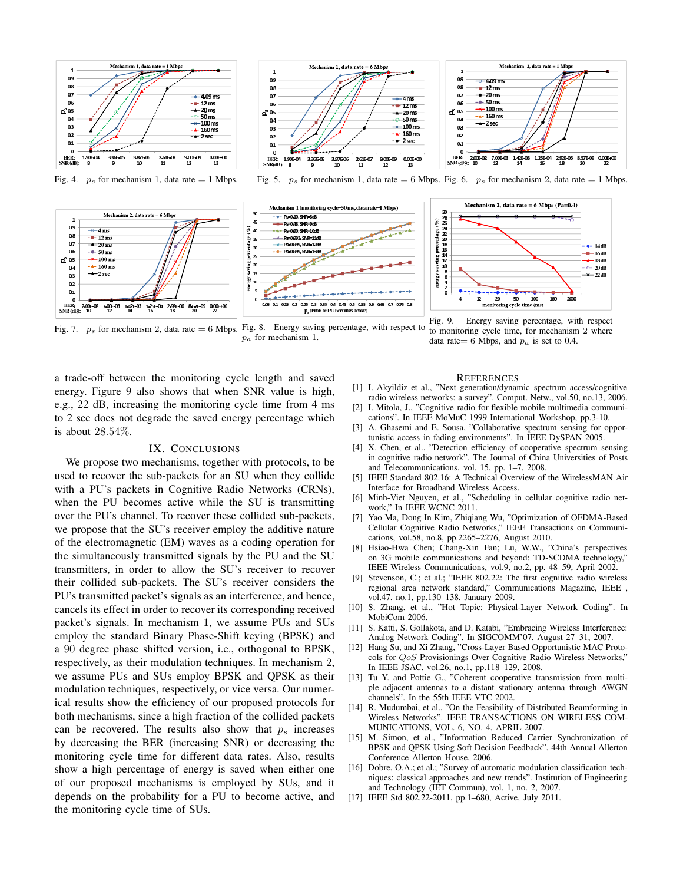Mechanism 1, data rate = 1 Mbps

1
0.9
0.8
0.7
0.6
0.5
0.4
0.3
0.2
0.1
0

$P_s$

BER: 1.90E-04 3.36E-05 3.87E-06 2.61E-07 9.00E-09 0.00E+00
SNR (dB): 8 9 10 11 12 13

4.09 ms
12 ms
20 ms
50 ms
100 ms
160 ms
2 sec

Fig. 4. $p_s$ for mechanism 1, data rate = 1 Mbps.

Mechanism 1, data rate = 6 Mbps

1
0.9
0.8
0.7
0.6
0.5
0.4
0.3
0.2
0.1
0

$P_s$

BER: 1.90E-04 3.36E-05 3.87E-06 2.61E-07 9.00E-09 0.00E+00
SNR(dB): 8 9 10 11 12 13

4 ms
12 ms
20 ms
50 ms
100 ms
160 ms
2 sec

Fig. 5. $p_s$ for mechanism 1, data rate = 6 Mbps.

Mechanism 2, data rate = 1 Mbps

1
0.9
0.8
0.7
0.6
0.5
0.4
0.3
0.2
0.1
0

$P_s$

BER: 2.00E-02 7.00E-03 1.42E-03 1.25E-04 2.92E-06 8.57E-09 0.00E+00
SNR (dB): 10 12 14 16 18 20 22

4.09 ms
12 ms
20 ms
50 ms
100 ms
160 ms
2 sec

Fig. 6. $p_s$ for mechanism 2, data rate = 1 Mbps.

Mechanism 2, data rate = 6 Mbps

1
0.9
0.8
0.7
0.6
0.5
0.4
0.3
0.2
0.1
0

$P_s$

BER: 2.00E-02 7.00E-03 1.42E-03 1.25E-04 2.92E-06 8.57E-09 0.00E+00
SNR (dB): 10 12 14 16 18 20 22

4 ms
12 ms
20 ms
50 ms
100 ms
160 ms
2 sec

Fig. 7. $p_s$ for mechanism 2, data rate = 6 Mbps.

Mechanism 1 (monitoring cycle=50 ms, data rate=1 Mbps)

50
45
40
35
30
25
20
15
10
5
0

energy saving percentage (%)

0.05 0.1 0.15 0.2 0.25 0.3 0.35 0.4 0.45 0.5 0.55 0.6 0.65 0.7 0.75 0.8

$p_a$ (Prob of PU becomes active)

Ps=0.10, SNR=8dB
Ps=0.48, SNR=9dB
Ps=0.90, SNR=10dB
Ps=0.993, SNR=11dB
Ps=0.999, SNR=12dB
Ps=0.999, SNR=13dB

Fig. 8. Energy saving percentage, with respect to $p_a$ for mechanism 1.

Mechanism 2, data rate = 6 Mbps (Pa=0.4)

30
28
26
24
22
20
18
16
14
12
10
8
6
4
2
0

energy saving percentage (%)

4 12 20 50 100 160 2000

monitoring cycle time (ms)

14dB
16dB
18dB
20dB
22dB

Fig. 9. Energy saving percentage, with respect to monitoring cycle time, for mechanism 2 where data rate= 6 Mbps, and $p_a$ is set to 0.4.

a trade-off between the monitoring cycle length and saved energy. Figure 9 also shows that when SNR value is high, e.g., 22 dB, increasing the monitoring cycle time from 4 ms to 2 sec does not degrade the saved energy percentage which is about 28.54%.

## IX. Conclusions

We propose two mechanisms, together with protocols, to be used to recover the sub-packets for an SU when they collide with a PU's packets in Cognitive Radio Networks (CRNs), when the PU becomes active while the SU is transmitting over the PU's channel. To recover these collided sub-packets, we propose that the SU's receiver employ the additive nature of the electromagnetic (EM) waves as a coding operation for the simultaneously transmitted signals by the PU and the SU transmitters, in order to allow the SU's receiver to recover their collided sub-packets. The SU's receiver considers the PU's transmitted packet's signals as an interference, and hence, cancels its effect in order to recover its corresponding received packet's signals. In mechanism 1, we assume PUs and SUs employ the standard Binary Phase-Shift keying (BPSK) and a 90 degree phase shifted version, i.e., orthogonal to BPSK, respectively, as their modulation techniques. In mechanism 2, we assume PUs and SUs employ BPSK and QPSK as their modulation techniques, respectively, or vice versa. Our numerical results show the efficiency of our proposed protocols for both mechanisms, since a high fraction of the collided packets can be recovered. The results also show that $p_s$ increases by decreasing the BER (increasing SNR) or decreasing the monitoring cycle time for different data rates. Also, results show a high percentage of energy is saved when either one of our proposed mechanisms is employed by SUs, and it depends on the probability for a PU to become active, and the monitoring cycle time of SUs.

## References

[1] I. Akyildiz et al., "Next generation/dynamic spectrum access/cognitive radio wireless networks: a survey". Comput. Netw., vol.50, no.13, 2006.

[2] I. Mitola, J., "Cognitive radio for flexible mobile multimedia communications". In IEEE MoMuC 1999 International Workshop, pp.3-10.

[3] A. Ghasemi and E. Sousa, "Collaborative spectrum sensing for opportunistic access in fading environments". In IEEE DySPAN 2005.

[4] X. Chen, et al., "Detection efficiency of cooperative spectrum sensing in cognitive radio network". The Journal of China Universities of Posts and Telecommunications, vol. 15, pp. 1–7, 2008.

[5] IEEE Standard 802.16: A Technical Overview of the WirelessMAN Air Interface for Broadband Wireless Access.

[6] Minh-Viet Nguyen, et al., "Scheduling in cellular cognitive radio network," In IEEE WCNC 2011.

[7] Yao Ma, Dong In Kim, Zhiqiang Wu, "Optimization of OFDMA-Based Cellular Cognitive Radio Networks," IEEE Transactions on Communications, vol.58, no.8, pp.2265–2276, August 2010.

[8] Hsiao-Hwa Chen; Chang-Xin Fan; Lu, W.W., "China's perspectives on 3G mobile communications and beyond: TD-SCDMA technology," IEEE Wireless Communications, vol.9, no.2, pp. 48–59, April 2002.

[9] Stevenson, C.; et al.; "IEEE 802.22: The first cognitive radio wireless regional area network standard," Communications Magazine, IEEE , vol.47, no.1, pp.130–138, January 2009.

[10] S. Zhang, et al., "Hot Topic: Physical-Layer Network Coding". In MobiCom 2006.

[11] S. Katti, S. Gollakota, and D. Katabi, "Embracing Wireless Interference: Analog Network Coding". In SIGCOMM'07, August 27–31, 2007.

[12] Hang Su, and Xi Zhang, "Cross-Layer Based Opportunistic MAC Protocols for $QoS$ Provisionings Over Cognitive Radio Wireless Networks," In IEEE JSAC, vol.26, no.1, pp.118–129, 2008.

[13] Tu Y. and Pottie G., "Coherent cooperative transmission from multiple adjacent antennas to a distant stationary antenna through AWGN channels". In the 55th IEEE VTC 2002.

[14] R. Mudumbai, et al., "On the Feasibility of Distributed Beamforming in Wireless Networks". IEEE TRANSACTIONS ON WIRELESS COMMUNICATIONS, VOL. 6, NO. 4, APRIL 2007.

[15] M. Simon, et al., "Information Reduced Carrier Synchronization of BPSK and QPSK Using Soft Decision Feedback". 44th Annual Allerton Conference Allerton House, 2006.

[16] Dobre, O.A.; et al.; "Survey of automatic modulation classification techniques: classical approaches and new trends". Institution of Engineering and Technology (IET Commun), vol. 1, no. 2, 2007.

[17] IEEE Std 802.22-2011, pp.1–680, Active, July 2011.